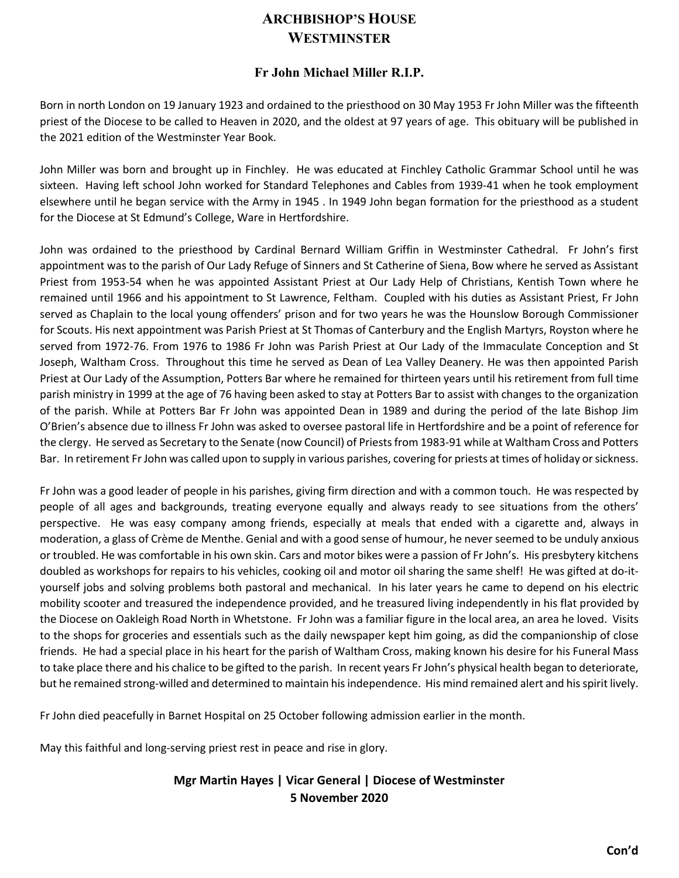# ARCHBISHOP'S HOUSE
# WESTMINSTER

## Fr John Michael Miller R.I.P.

Born in north London on 19 January 1923 and ordained to the priesthood on 30 May 1953 Fr John Miller was the fifteenth priest of the Diocese to be called to Heaven in 2020, and the oldest at 97 years of age. This obituary will be published in the 2021 edition of the Westminster Year Book.

John Miller was born and brought up in Finchley. He was educated at Finchley Catholic Grammar School until he was sixteen. Having left school John worked for Standard Telephones and Cables from 1939-41 when he took employment elsewhere until he began service with the Army in 1945 . In 1949 John began formation for the priesthood as a student for the Diocese at St Edmund's College, Ware in Hertfordshire.

John was ordained to the priesthood by Cardinal Bernard William Griffin in Westminster Cathedral. Fr John's first appointment was to the parish of Our Lady Refuge of Sinners and St Catherine of Siena, Bow where he served as Assistant Priest from 1953-54 when he was appointed Assistant Priest at Our Lady Help of Christians, Kentish Town where he remained until 1966 and his appointment to St Lawrence, Feltham. Coupled with his duties as Assistant Priest, Fr John served as Chaplain to the local young offenders' prison and for two years he was the Hounslow Borough Commissioner for Scouts. His next appointment was Parish Priest at St Thomas of Canterbury and the English Martyrs, Royston where he served from 1972-76. From 1976 to 1986 Fr John was Parish Priest at Our Lady of the Immaculate Conception and St Joseph, Waltham Cross. Throughout this time he served as Dean of Lea Valley Deanery. He was then appointed Parish Priest at Our Lady of the Assumption, Potters Bar where he remained for thirteen years until his retirement from full time parish ministry in 1999 at the age of 76 having been asked to stay at Potters Bar to assist with changes to the organization of the parish. While at Potters Bar Fr John was appointed Dean in 1989 and during the period of the late Bishop Jim O'Brien's absence due to illness Fr John was asked to oversee pastoral life in Hertfordshire and be a point of reference for the clergy. He served as Secretary to the Senate (now Council) of Priests from 1983-91 while at Waltham Cross and Potters Bar. In retirement Fr John was called upon to supply in various parishes, covering for priests at times of holiday or sickness.

Fr John was a good leader of people in his parishes, giving firm direction and with a common touch. He was respected by people of all ages and backgrounds, treating everyone equally and always ready to see situations from the others' perspective. He was easy company among friends, especially at meals that ended with a cigarette and, always in moderation, a glass of Crème de Menthe. Genial and with a good sense of humour, he never seemed to be unduly anxious or troubled. He was comfortable in his own skin. Cars and motor bikes were a passion of Fr John's. His presbytery kitchens doubled as workshops for repairs to his vehicles, cooking oil and motor oil sharing the same shelf! He was gifted at do-it-yourself jobs and solving problems both pastoral and mechanical. In his later years he came to depend on his electric mobility scooter and treasured the independence provided, and he treasured living independently in his flat provided by the Diocese on Oakleigh Road North in Whetstone. Fr John was a familiar figure in the local area, an area he loved. Visits to the shops for groceries and essentials such as the daily newspaper kept him going, as did the companionship of close friends. He had a special place in his heart for the parish of Waltham Cross, making known his desire for his Funeral Mass to take place there and his chalice to be gifted to the parish. In recent years Fr John's physical health began to deteriorate, but he remained strong-willed and determined to maintain his independence. His mind remained alert and his spirit lively.

Fr John died peacefully in Barnet Hospital on 25 October following admission earlier in the month.

May this faithful and long-serving priest rest in peace and rise in glory.

**Mgr Martin Hayes | Vicar General | Diocese of Westminster**
**5 November 2020**

**Con'd**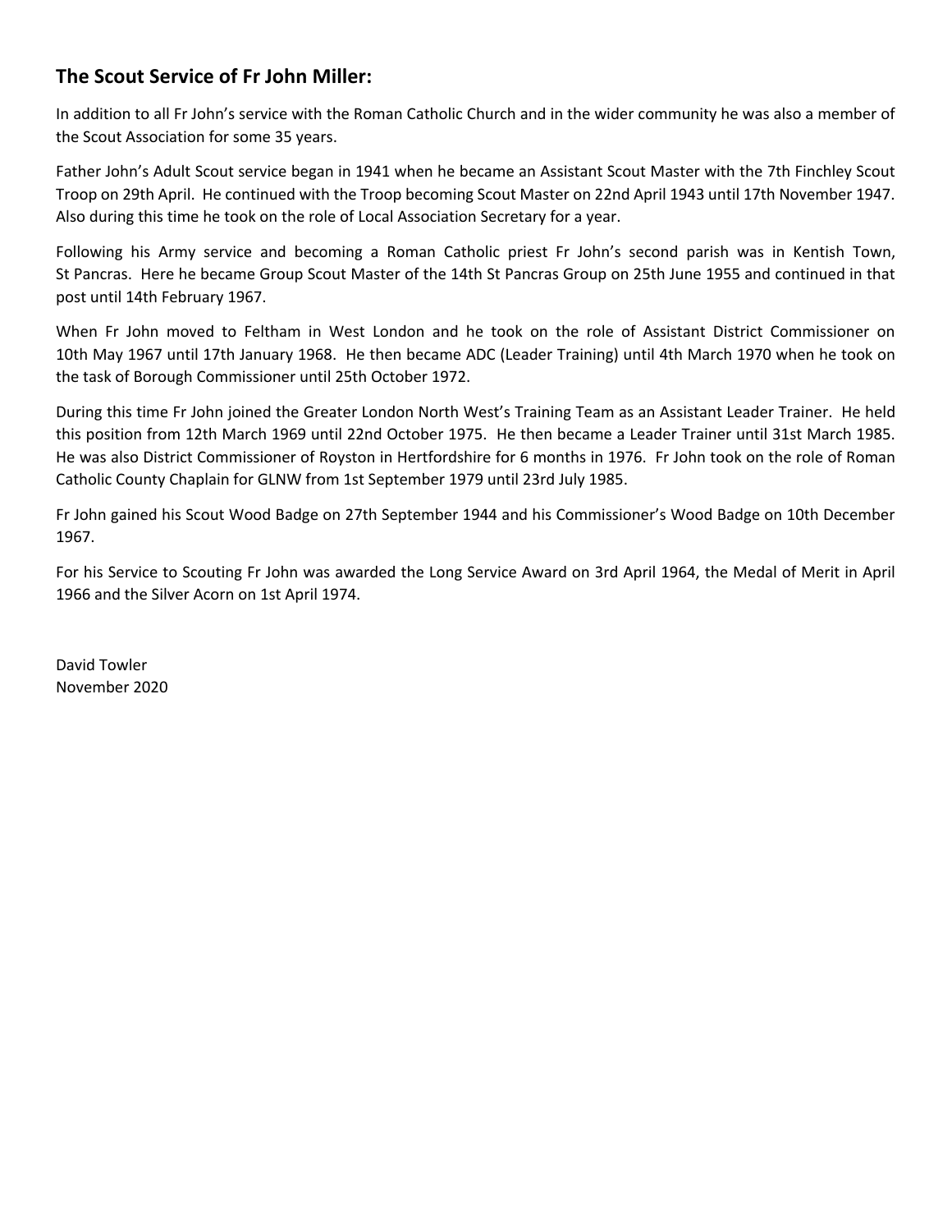## The Scout Service of Fr John Miller:

In addition to all Fr John's service with the Roman Catholic Church and in the wider community he was also a member of the Scout Association for some 35 years.

Father John's Adult Scout service began in 1941 when he became an Assistant Scout Master with the 7th Finchley Scout Troop on 29th April. He continued with the Troop becoming Scout Master on 22nd April 1943 until 17th November 1947. Also during this time he took on the role of Local Association Secretary for a year.

Following his Army service and becoming a Roman Catholic priest Fr John's second parish was in Kentish Town, St Pancras. Here he became Group Scout Master of the 14th St Pancras Group on 25th June 1955 and continued in that post until 14th February 1967.

When Fr John moved to Feltham in West London and he took on the role of Assistant District Commissioner on 10th May 1967 until 17th January 1968. He then became ADC (Leader Training) until 4th March 1970 when he took on the task of Borough Commissioner until 25th October 1972.

During this time Fr John joined the Greater London North West's Training Team as an Assistant Leader Trainer. He held this position from 12th March 1969 until 22nd October 1975. He then became a Leader Trainer until 31st March 1985. He was also District Commissioner of Royston in Hertfordshire for 6 months in 1976. Fr John took on the role of Roman Catholic County Chaplain for GLNW from 1st September 1979 until 23rd July 1985.

Fr John gained his Scout Wood Badge on 27th September 1944 and his Commissioner's Wood Badge on 10th December 1967.

For his Service to Scouting Fr John was awarded the Long Service Award on 3rd April 1964, the Medal of Merit in April 1966 and the Silver Acorn on 1st April 1974.

David Towler
November 2020